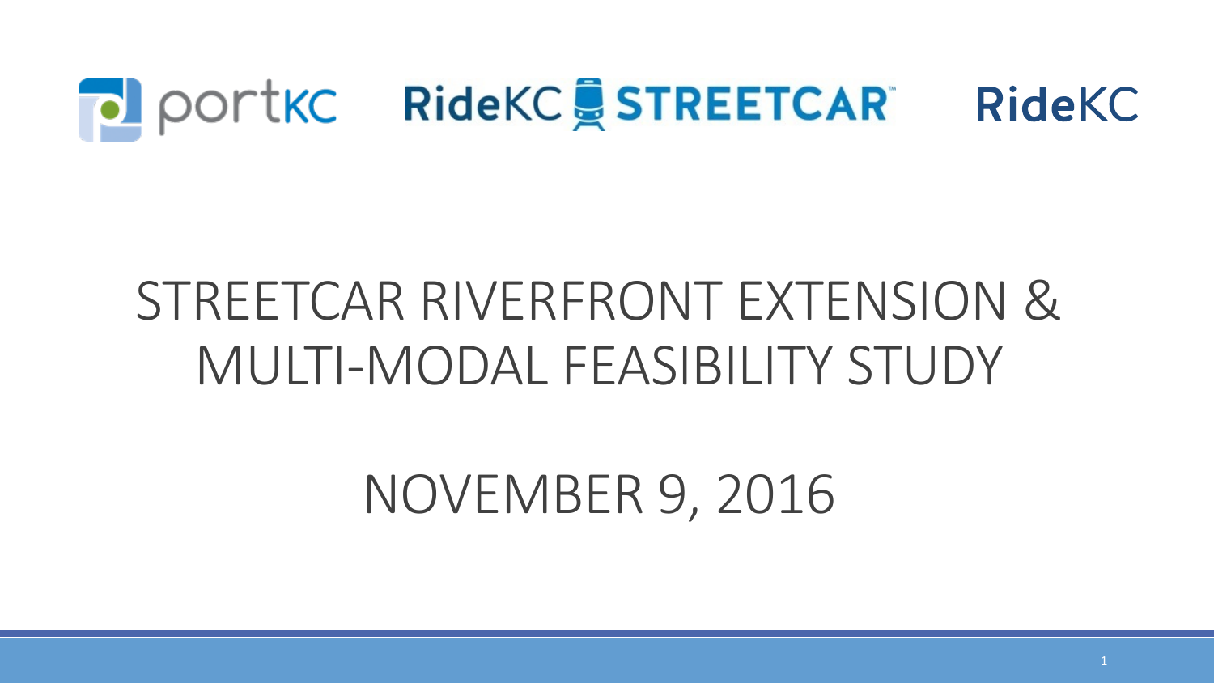portKC RideKC STREETCAR RideKC

# STREETCAR RIVERFRONT EXTENSION & MULTI-MODAL FEASIBILITY STUDY

## NOVEMBER 9, 2016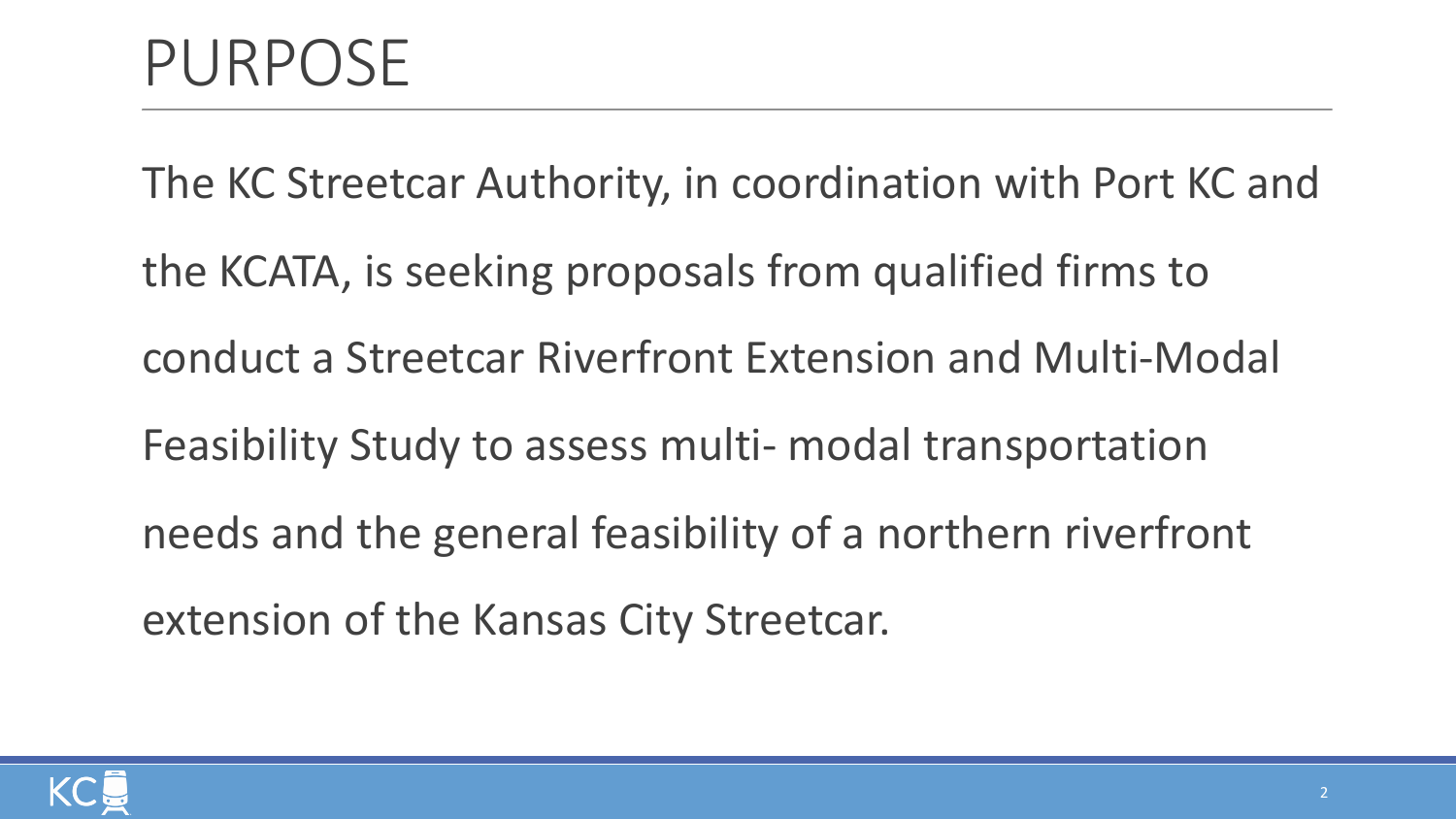# PURPOSE

The KC Streetcar Authority, in coordination with Port KC and the KCATA, is seeking proposals from qualified firms to conduct a Streetcar Riverfront Extension and Multi-Modal Feasibility Study to assess multi- modal transportation needs and the general feasibility of a northern riverfront extension of the Kansas City Streetcar.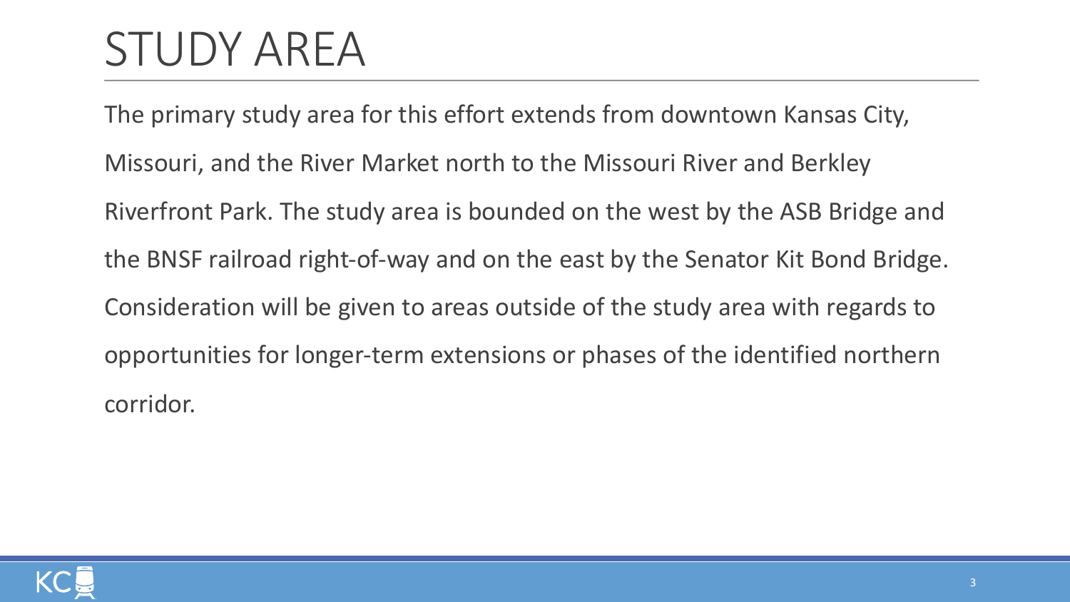# STUDY AREA

The primary study area for this effort extends from downtown Kansas City, Missouri, and the River Market north to the Missouri River and Berkley Riverfront Park. The study area is bounded on the west by the ASB Bridge and the BNSF railroad right-of-way and on the east by the Senator Kit Bond Bridge. Consideration will be given to areas outside of the study area with regards to opportunities for longer-term extensions or phases of the identified northern corridor.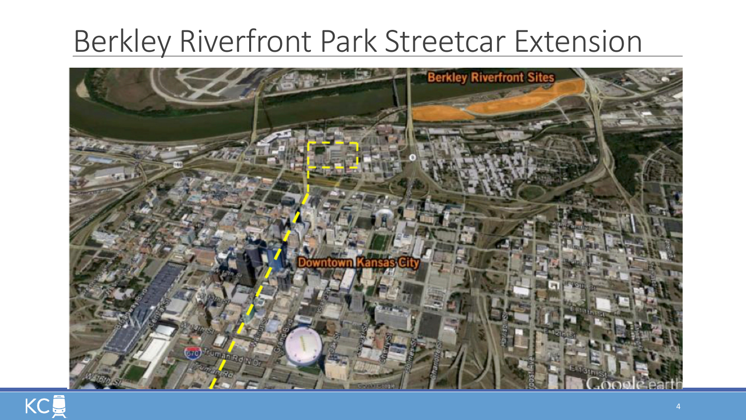# Berkley Riverfront Park Streetcar Extension

Berkley Riverfront Sites

Downtown Kansas City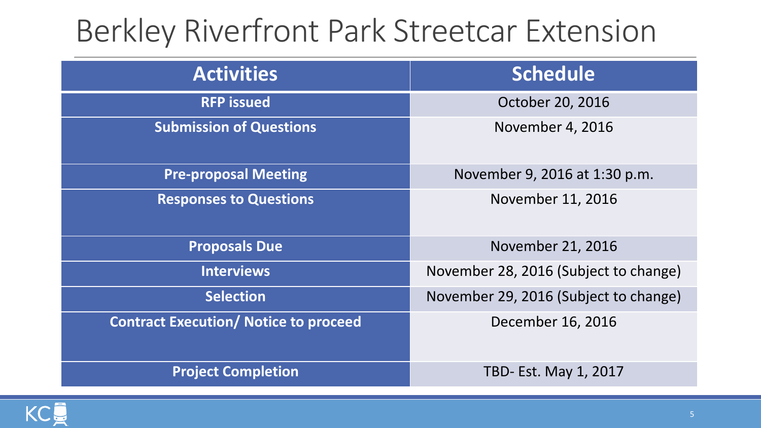# Berkley Riverfront Park Streetcar Extension

| Activities | Schedule |
|---|---|
| **RFP issued** | October 20, 2016 |
| **Submission of Questions** | November 4, 2016 |
| **Pre-proposal Meeting** | November 9, 2016 at 1:30 p.m. |
| **Responses to Questions** | November 11, 2016 |
| **Proposals Due** | November 21, 2016 |
| **Interviews** | November 28, 2016 (Subject to change) |
| **Selection** | November 29, 2016 (Subject to change) |
| **Contract Execution/ Notice to proceed** | December 16, 2016 |
| **Project Completion** | TBD- Est. May 1, 2017 |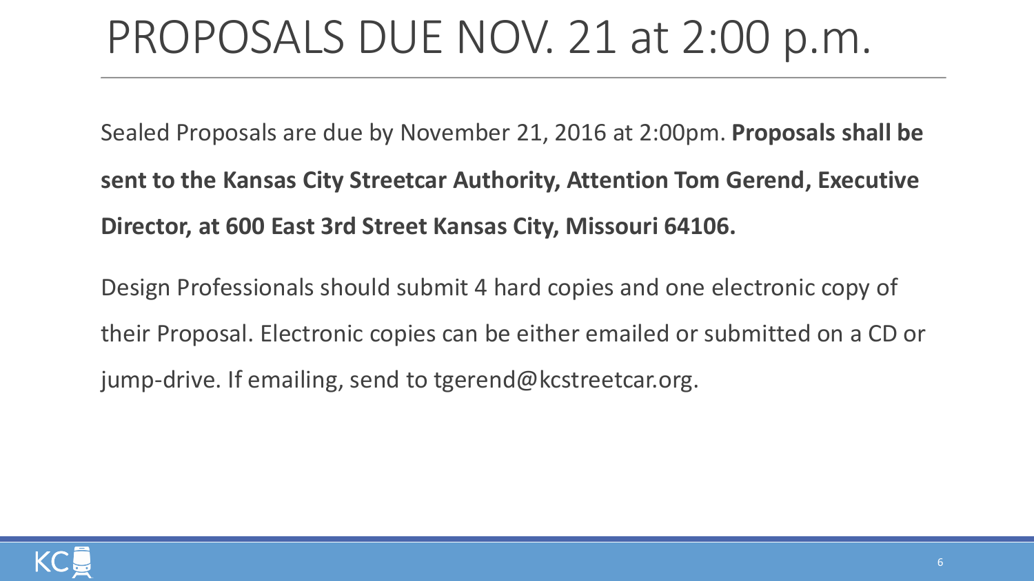# PROPOSALS DUE NOV. 21 at 2:00 p.m.

Sealed Proposals are due by November 21, 2016 at 2:00pm. **Proposals shall be sent to the Kansas City Streetcar Authority, Attention Tom Gerend, Executive Director, at 600 East 3rd Street Kansas City, Missouri 64106.**

Design Professionals should submit 4 hard copies and one electronic copy of their Proposal. Electronic copies can be either emailed or submitted on a CD or jump-drive. If emailing, send to tgerend@kcstreetcar.org.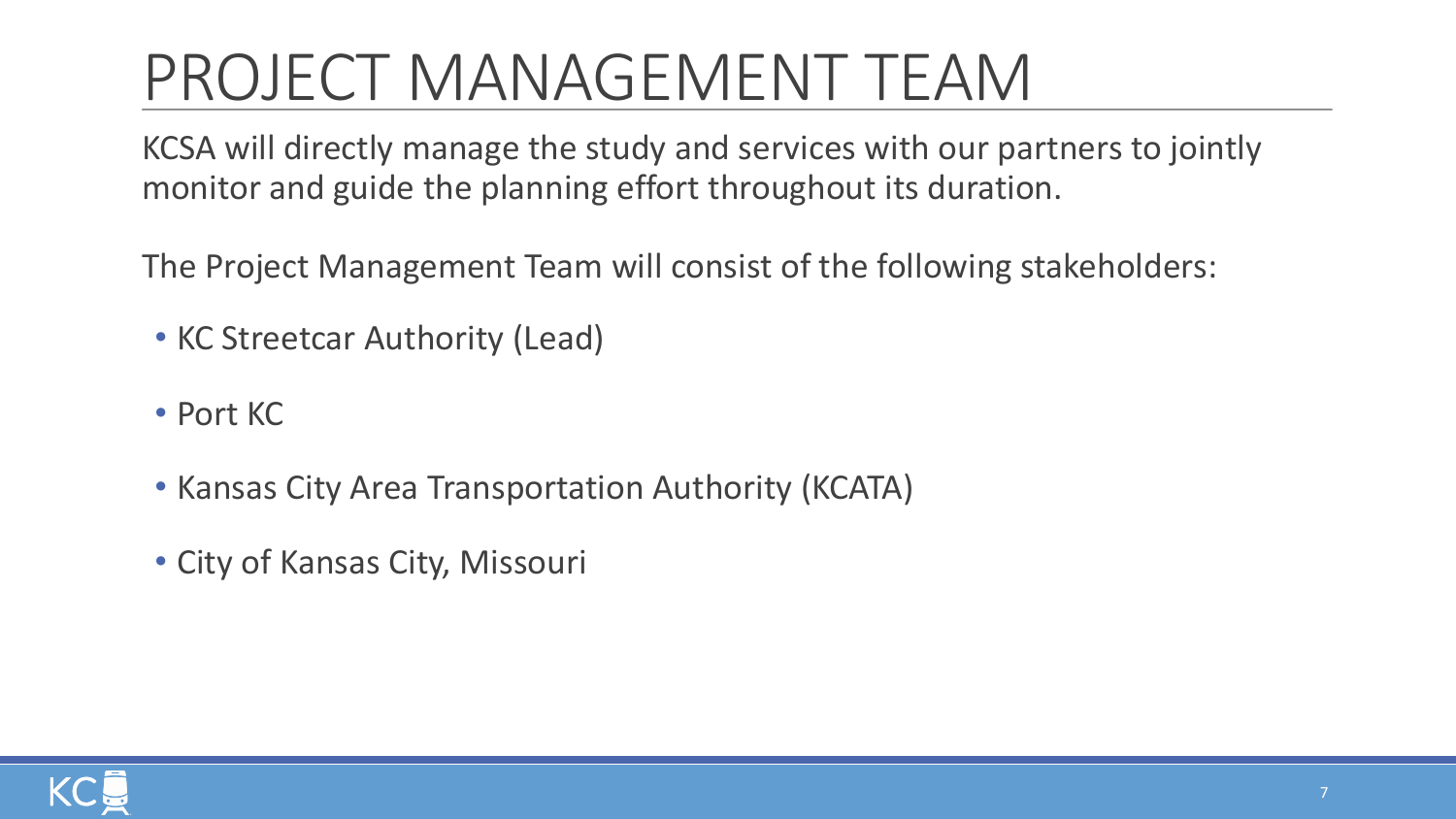# PROJECT MANAGEMENT TEAM

KCSA will directly manage the study and services with our partners to jointly monitor and guide the planning effort throughout its duration.

The Project Management Team will consist of the following stakeholders:

- KC Streetcar Authority (Lead)
- Port KC
- Kansas City Area Transportation Authority (KCATA)
- City of Kansas City, Missouri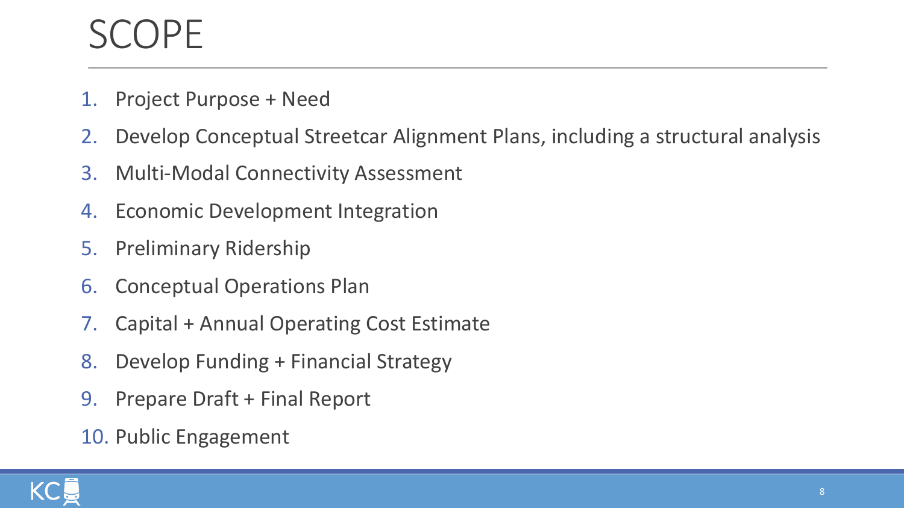# SCOPE

1. Project Purpose + Need
2. Develop Conceptual Streetcar Alignment Plans, including a structural analysis
3. Multi-Modal Connectivity Assessment
4. Economic Development Integration
5. Preliminary Ridership
6. Conceptual Operations Plan
7. Capital + Annual Operating Cost Estimate
8. Develop Funding + Financial Strategy
9. Prepare Draft + Final Report
10. Public Engagement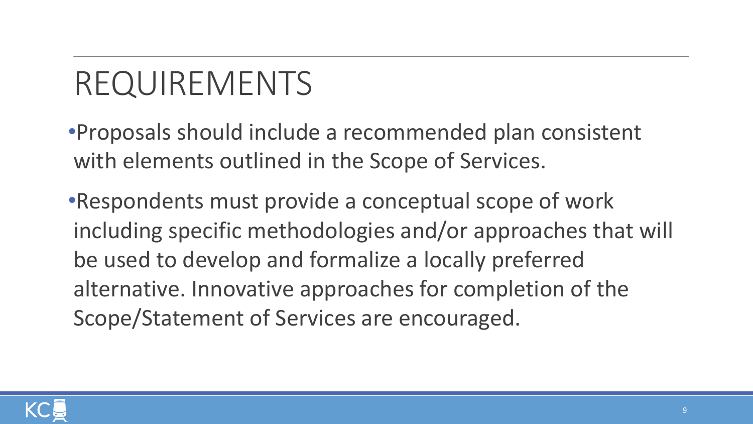# REQUIREMENTS

- Proposals should include a recommended plan consistent with elements outlined in the Scope of Services.
- Respondents must provide a conceptual scope of work including specific methodologies and/or approaches that will be used to develop and formalize a locally preferred alternative. Innovative approaches for completion of the Scope/Statement of Services are encouraged.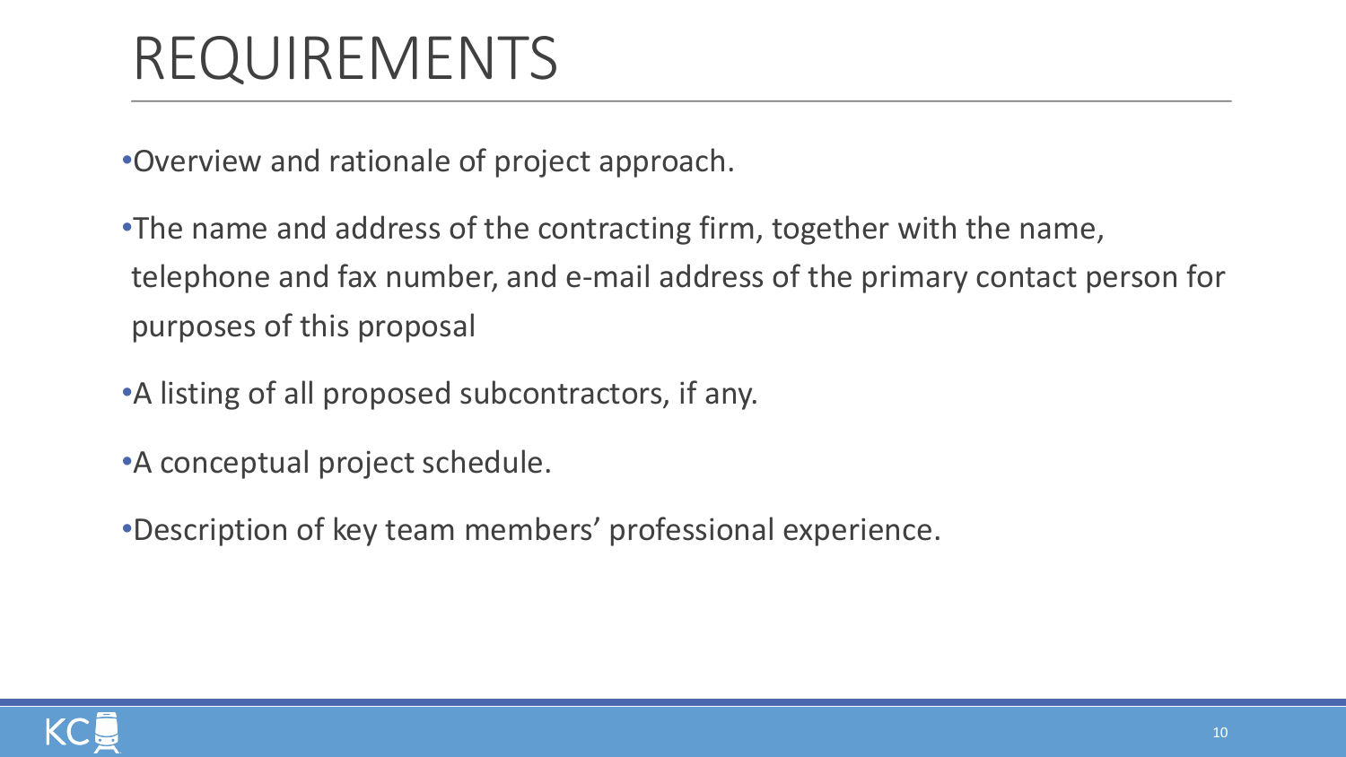# REQUIREMENTS

- Overview and rationale of project approach.
- The name and address of the contracting firm, together with the name, telephone and fax number, and e-mail address of the primary contact person for purposes of this proposal
- A listing of all proposed subcontractors, if any.
- A conceptual project schedule.
- Description of key team members' professional experience.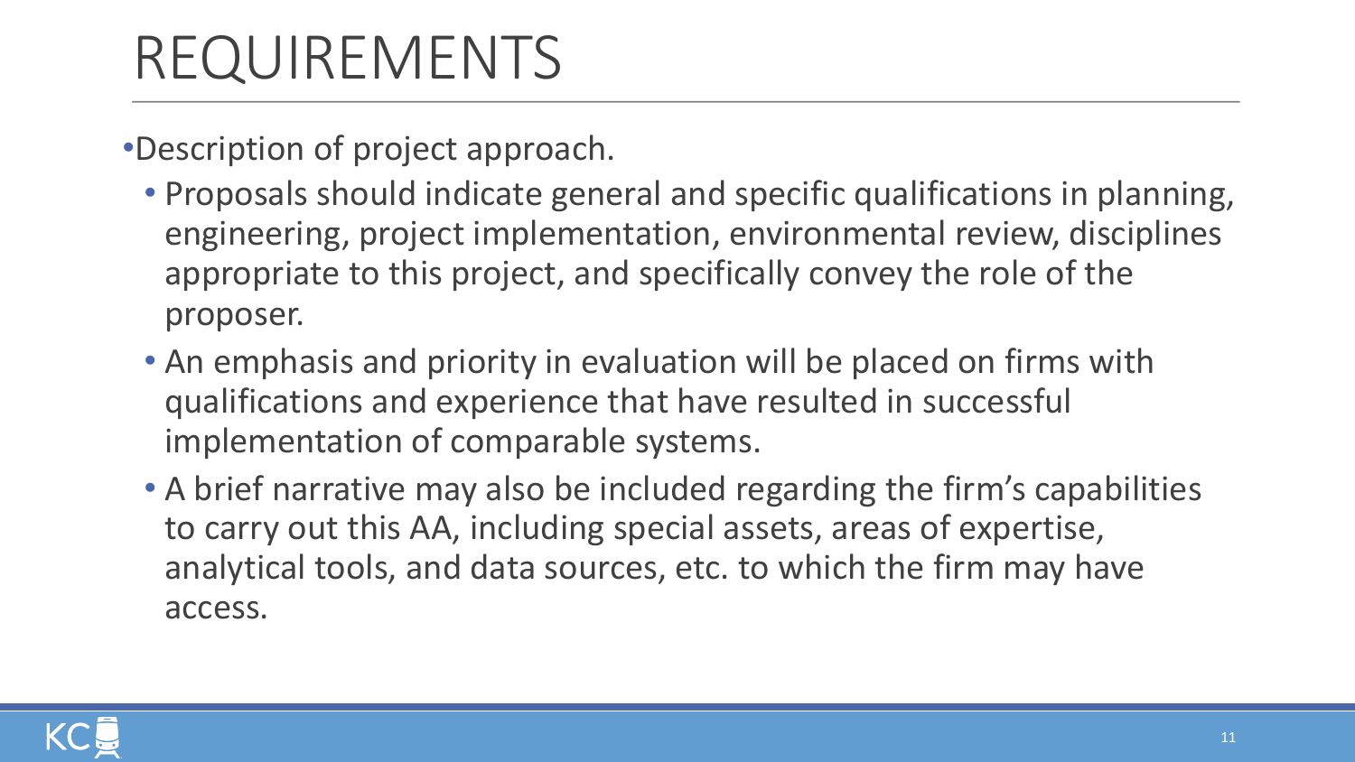# REQUIREMENTS

- Description of project approach.
  - Proposals should indicate general and specific qualifications in planning, engineering, project implementation, environmental review, disciplines appropriate to this project, and specifically convey the role of the proposer.
  - An emphasis and priority in evaluation will be placed on firms with qualifications and experience that have resulted in successful implementation of comparable systems.
  - A brief narrative may also be included regarding the firm's capabilities to carry out this AA, including special assets, areas of expertise, analytical tools, and data sources, etc. to which the firm may have access.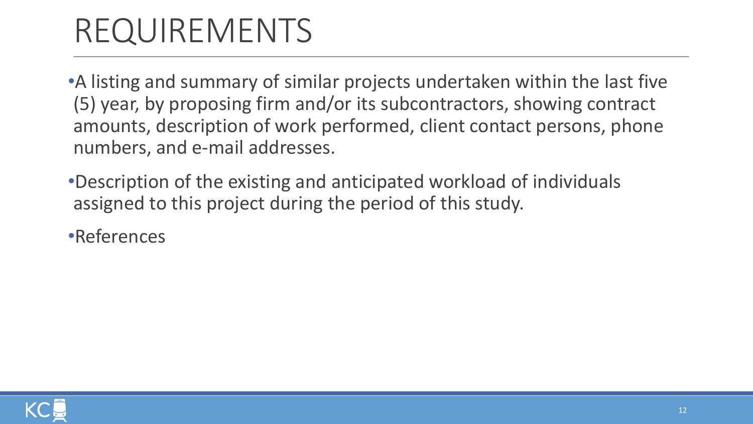# REQUIREMENTS

- A listing and summary of similar projects undertaken within the last five (5) year, by proposing firm and/or its subcontractors, showing contract amounts, description of work performed, client contact persons, phone numbers, and e-mail addresses.
- Description of the existing and anticipated workload of individuals assigned to this project during the period of this study.
- References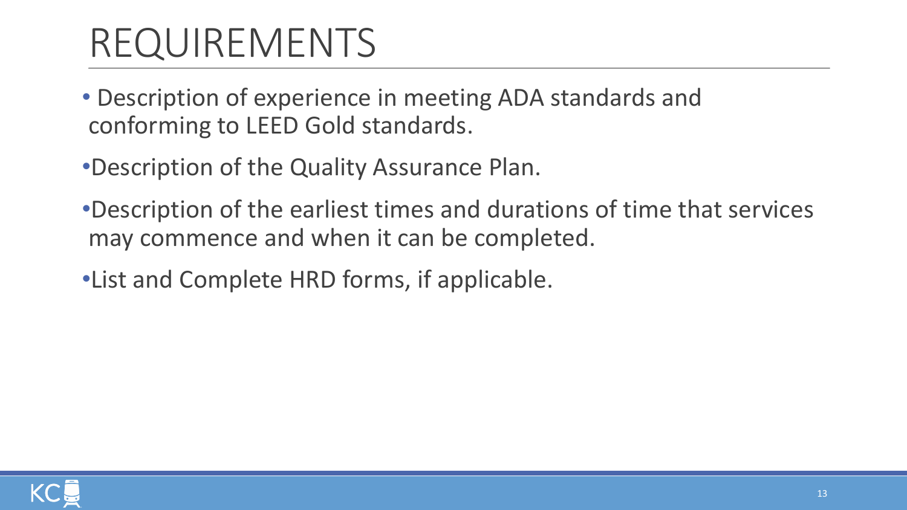# REQUIREMENTS

- Description of experience in meeting ADA standards and conforming to LEED Gold standards.
- Description of the Quality Assurance Plan.
- Description of the earliest times and durations of time that services may commence and when it can be completed.
- List and Complete HRD forms, if applicable.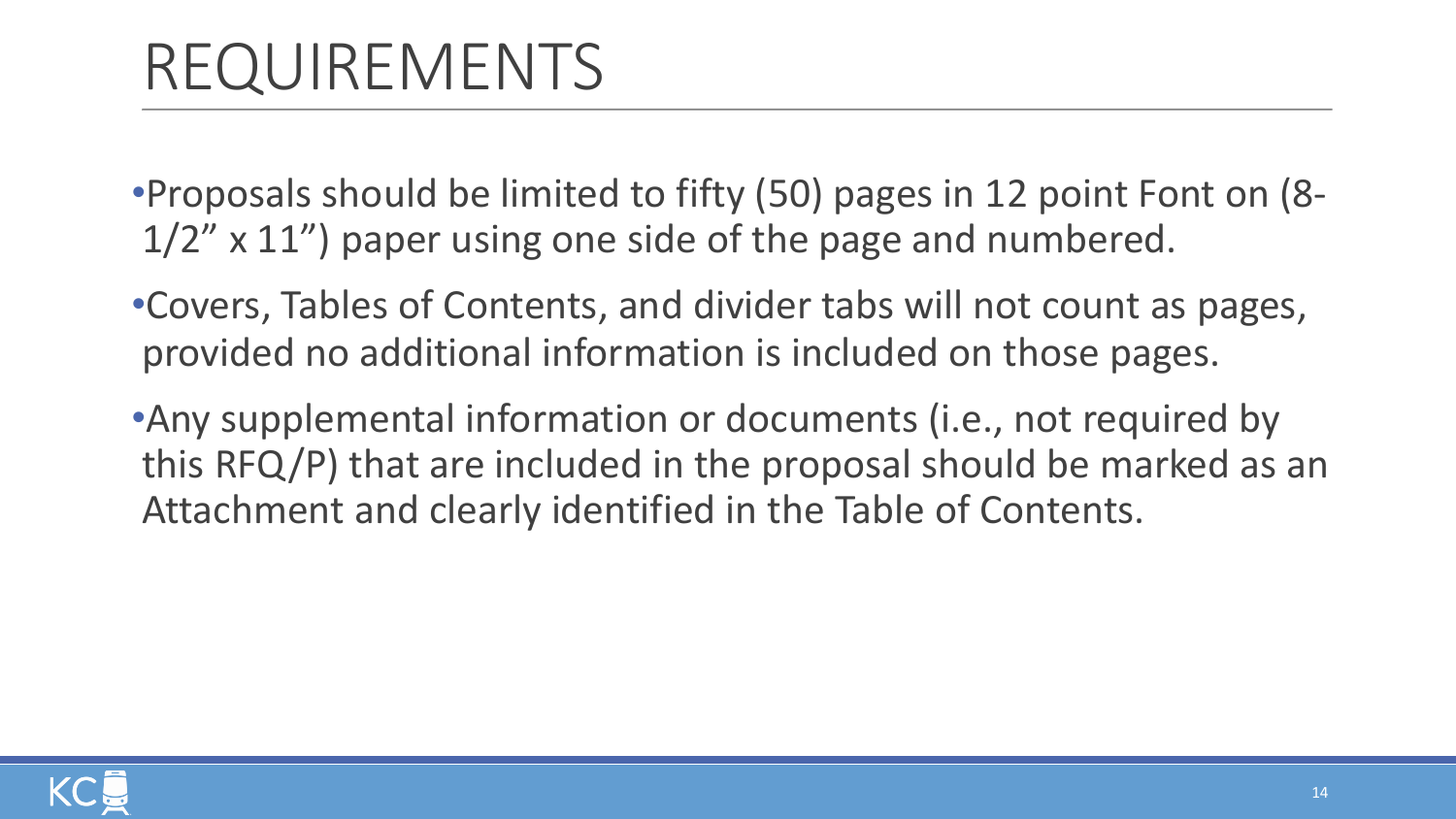# REQUIREMENTS

- Proposals should be limited to fifty (50) pages in 12 point Font on (8-1/2" x 11") paper using one side of the page and numbered.
- Covers, Tables of Contents, and divider tabs will not count as pages, provided no additional information is included on those pages.
- Any supplemental information or documents (i.e., not required by this RFQ/P) that are included in the proposal should be marked as an Attachment and clearly identified in the Table of Contents.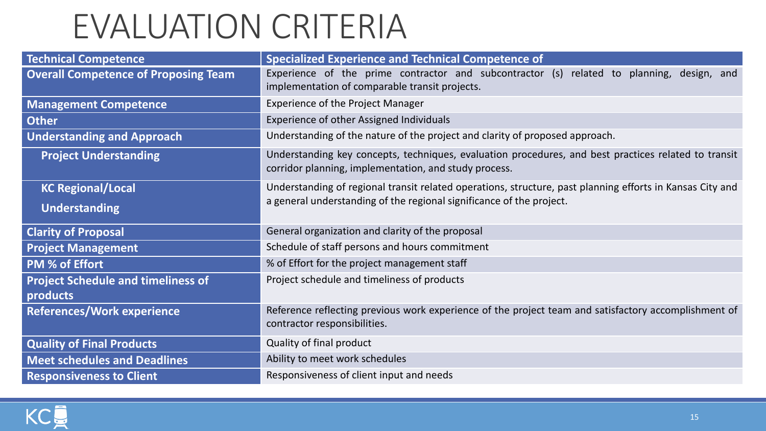# EVALUATION CRITERIA

| Technical Competence | Specialized Experience and Technical Competence of |
|---|---|
| Overall Competence of Proposing Team | Experience of the prime contractor and subcontractor (s) related to planning, design, and implementation of comparable transit projects. |
| Management Competence | Experience of the Project Manager |
| Other | Experience of other Assigned Individuals |
| Understanding and Approach | Understanding of the nature of the project and clarity of proposed approach. |
| Project Understanding | Understanding key concepts, techniques, evaluation procedures, and best practices related to transit corridor planning, implementation, and study process. |
| KC Regional/Local Understanding | Understanding of regional transit related operations, structure, past planning efforts in Kansas City and a general understanding of the regional significance of the project. |
| Clarity of Proposal | General organization and clarity of the proposal |
| Project Management | Schedule of staff persons and hours commitment |
| PM % of Effort | % of Effort for the project management staff |
| Project Schedule and timeliness of products | Project schedule and timeliness of products |
| References/Work experience | Reference reflecting previous work experience of the project team and satisfactory accomplishment of contractor responsibilities. |
| Quality of Final Products | Quality of final product |
| Meet schedules and Deadlines | Ability to meet work schedules |
| Responsiveness to Client | Responsiveness of client input and needs |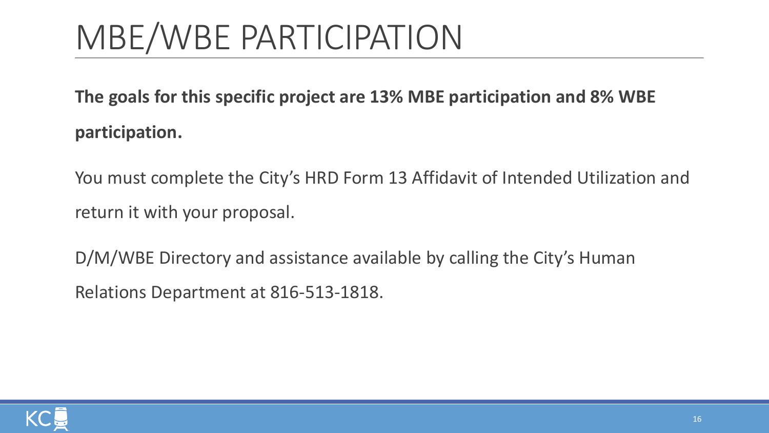# MBE/WBE PARTICIPATION

**The goals for this specific project are 13% MBE participation and 8% WBE participation.**

You must complete the City's HRD Form 13 Affidavit of Intended Utilization and return it with your proposal.

D/M/WBE Directory and assistance available by calling the City's Human Relations Department at 816-513-1818.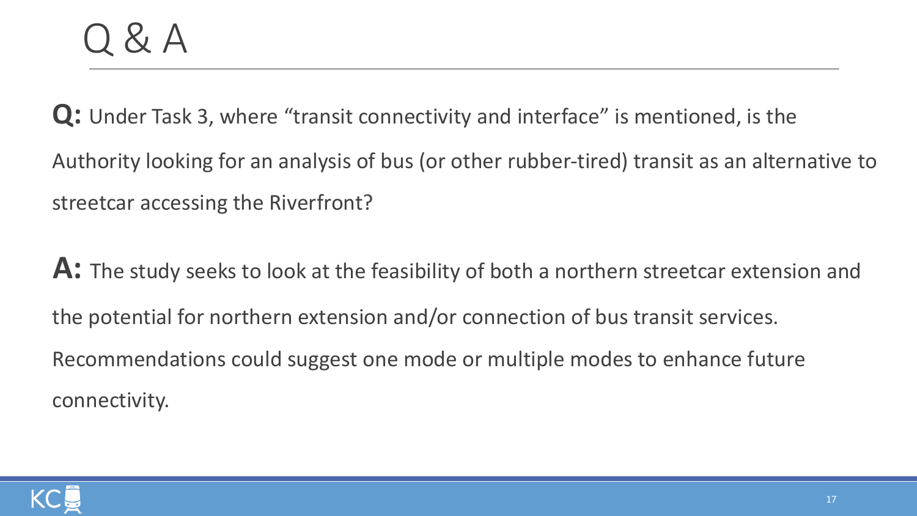# Q & A

**Q:** Under Task 3, where “transit connectivity and interface” is mentioned, is the Authority looking for an analysis of bus (or other rubber-tired) transit as an alternative to streetcar accessing the Riverfront?

**A:** The study seeks to look at the feasibility of both a northern streetcar extension and the potential for northern extension and/or connection of bus transit services. Recommendations could suggest one mode or multiple modes to enhance future connectivity.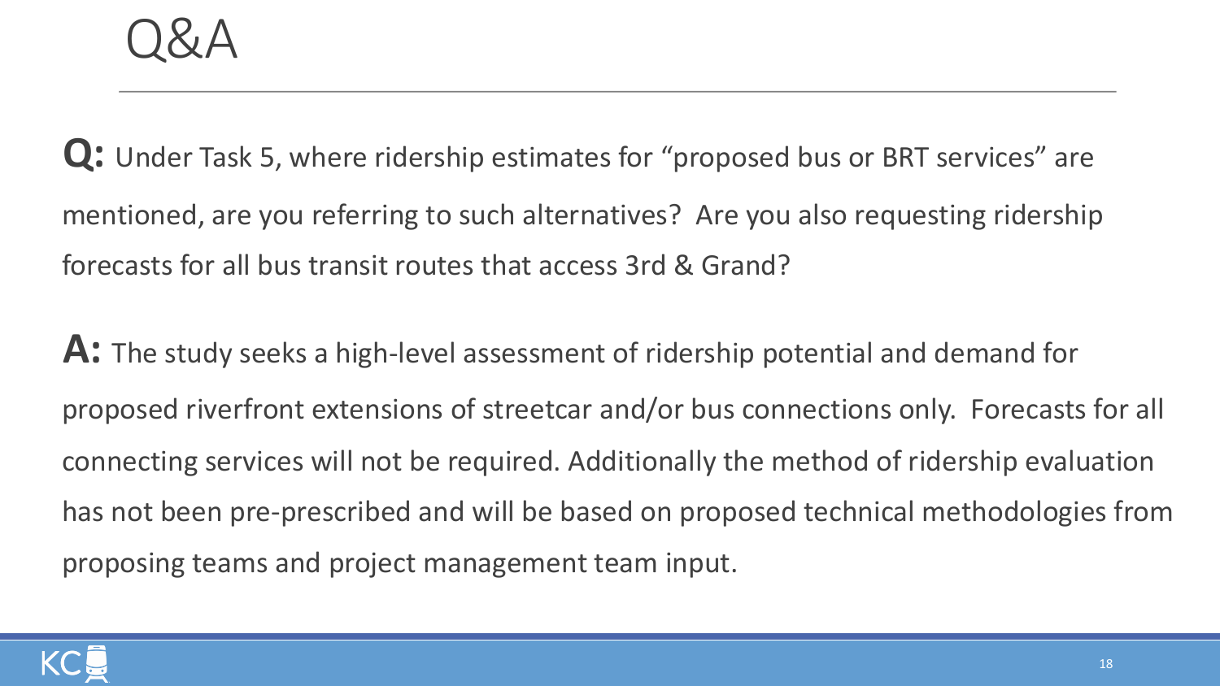# Q&A

**Q:** Under Task 5, where ridership estimates for "proposed bus or BRT services" are mentioned, are you referring to such alternatives? Are you also requesting ridership forecasts for all bus transit routes that access 3rd & Grand?

**A:** The study seeks a high-level assessment of ridership potential and demand for proposed riverfront extensions of streetcar and/or bus connections only. Forecasts for all connecting services will not be required. Additionally the method of ridership evaluation has not been pre-prescribed and will be based on proposed technical methodologies from proposing teams and project management team input.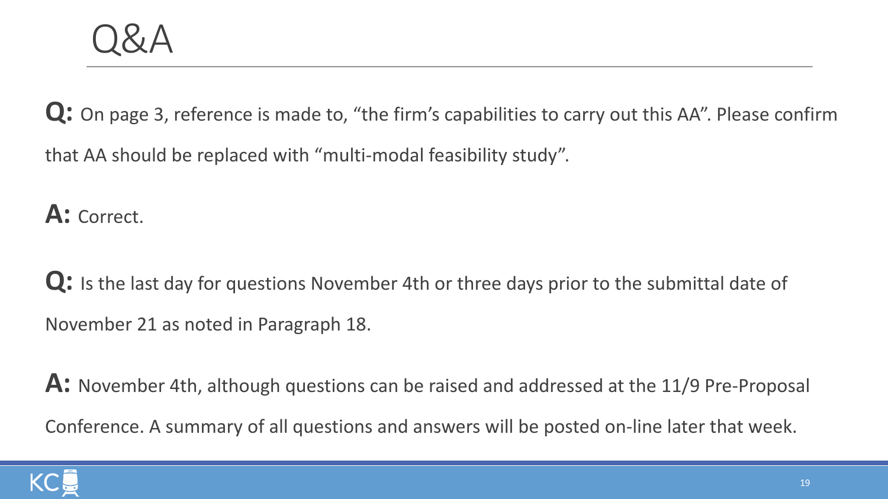# Q&A

**Q:** On page 3, reference is made to, "the firm's capabilities to carry out this AA". Please confirm that AA should be replaced with "multi-modal feasibility study".

**A:** Correct.

**Q:** Is the last day for questions November 4th or three days prior to the submittal date of November 21 as noted in Paragraph 18.

**A:** November 4th, although questions can be raised and addressed at the 11/9 Pre-Proposal Conference. A summary of all questions and answers will be posted on-line later that week.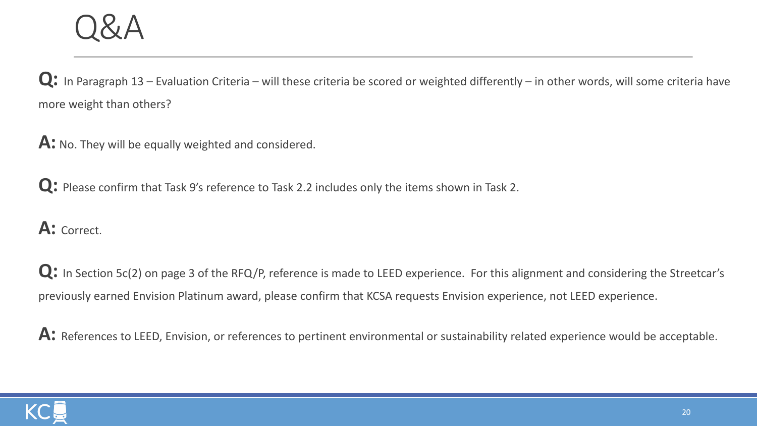# Q&A

**Q:** In Paragraph 13 – Evaluation Criteria – will these criteria be scored or weighted differently – in other words, will some criteria have more weight than others?

**A:** No. They will be equally weighted and considered.

**Q:** Please confirm that Task 9's reference to Task 2.2 includes only the items shown in Task 2.

**A:** Correct.

**Q:** In Section 5c(2) on page 3 of the RFQ/P, reference is made to LEED experience. For this alignment and considering the Streetcar's previously earned Envision Platinum award, please confirm that KCSA requests Envision experience, not LEED experience.

**A:** References to LEED, Envision, or references to pertinent environmental or sustainability related experience would be acceptable.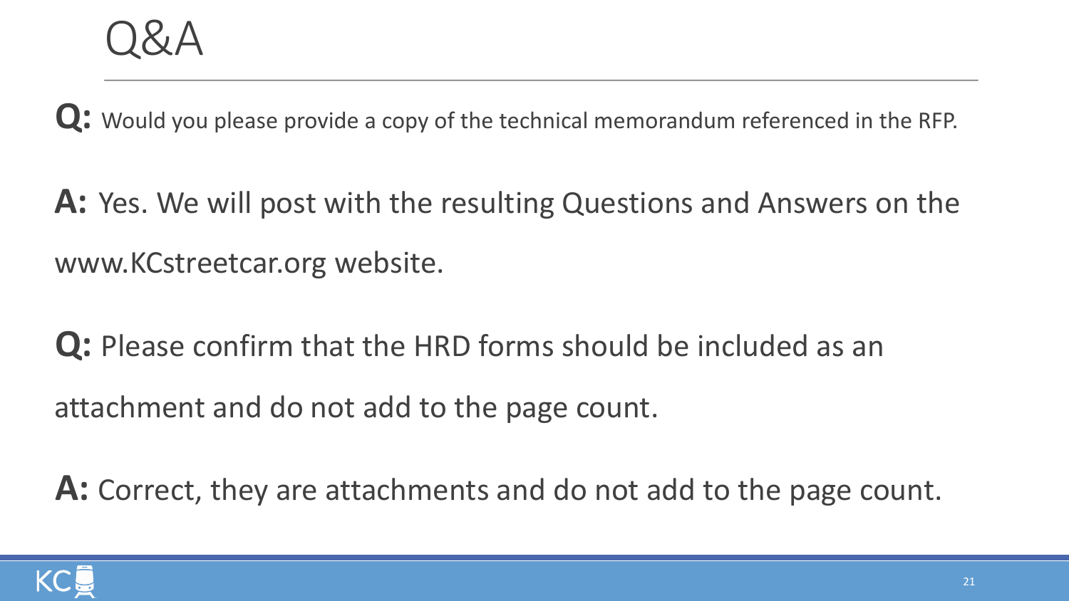# Q&A

**Q:** Would you please provide a copy of the technical memorandum referenced in the RFP.

**A:** Yes. We will post with the resulting Questions and Answers on the www.KCstreetcar.org website.

**Q:** Please confirm that the HRD forms should be included as an attachment and do not add to the page count.

**A:** Correct, they are attachments and do not add to the page count.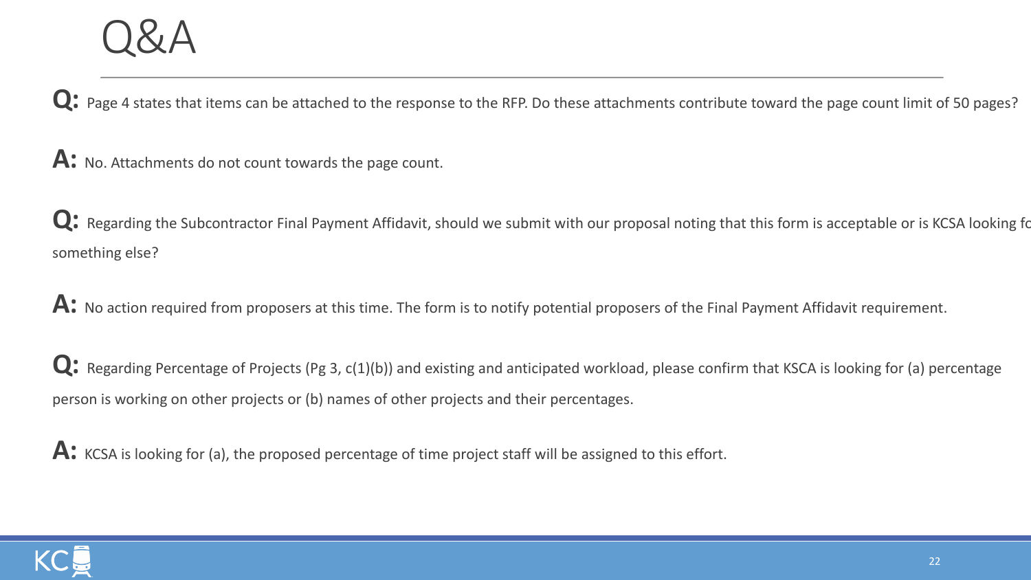# Q&A

**Q:** Page 4 states that items can be attached to the response to the RFP. Do these attachments contribute toward the page count limit of 50 pages?

**A:** No. Attachments do not count towards the page count.

**Q:** Regarding the Subcontractor Final Payment Affidavit, should we submit with our proposal noting that this form is acceptable or is KCSA looking fo something else?

**A:** No action required from proposers at this time. The form is to notify potential proposers of the Final Payment Affidavit requirement.

**Q:** Regarding Percentage of Projects (Pg 3, c(1)(b)) and existing and anticipated workload, please confirm that KSCA is looking for (a) percentage person is working on other projects or (b) names of other projects and their percentages.

**A:** KCSA is looking for (a), the proposed percentage of time project staff will be assigned to this effort.